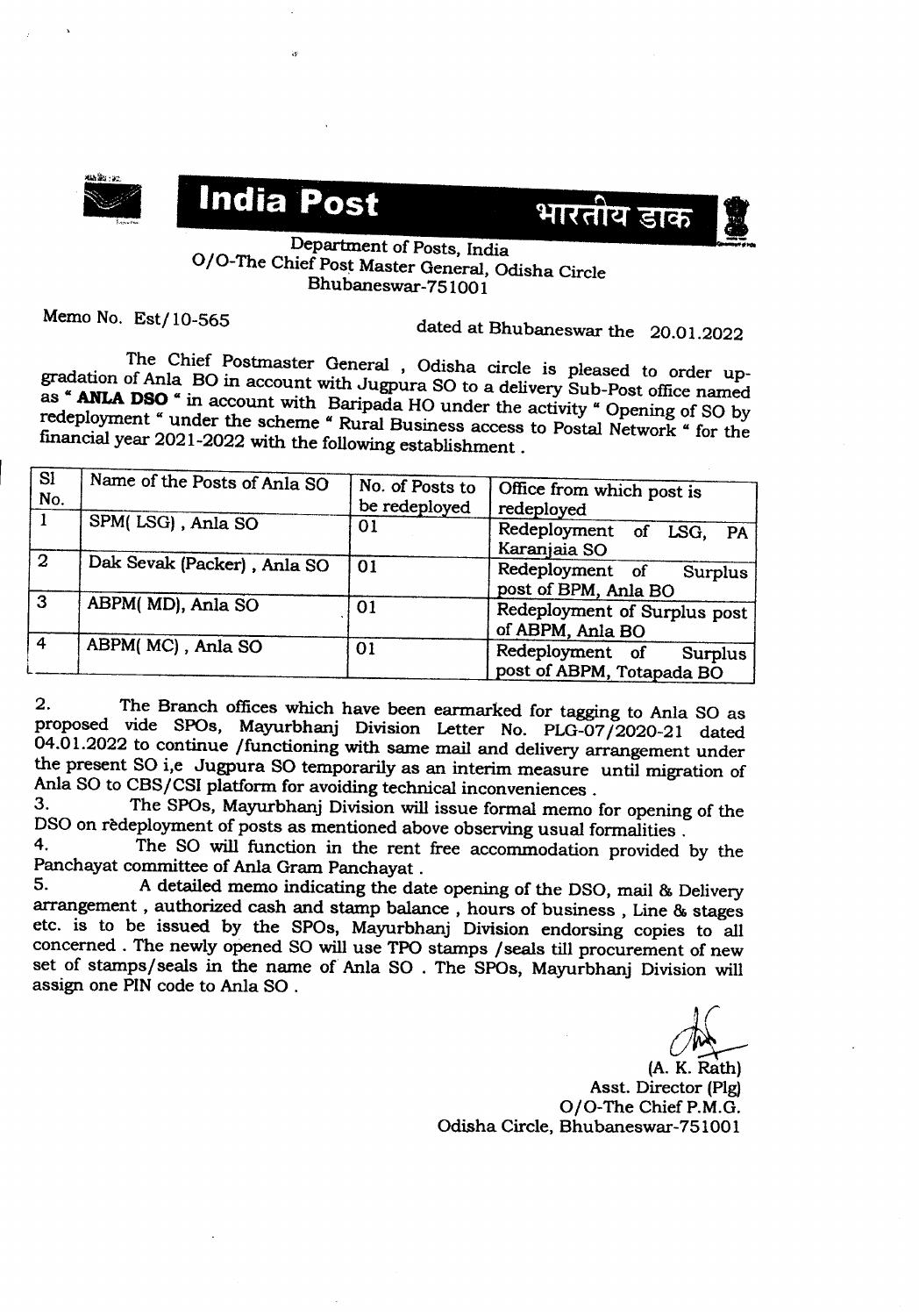**India Post** भारतीय डाक

Department of Posts, India
O/O-The Chief Post Master General, Odisha Circle
Bhubaneswar-751001

Memo No. Est/10-565 dated at Bhubaneswar the 20.01.2022

The Chief Postmaster General , Odisha circle is pleased to order up-gradation of Anla BO in account with Jugpura SO to a delivery Sub-Post office named as " **ANLA DSO** " in account with Baripada HO under the activity " Opening of SO by redeployment " under the scheme " Rural Business access to Postal Network " for the financial year 2021-2022 with the following establishment .

| Sl No. | Name of the Posts of Anla SO | No. of Posts to be redeployed | Office from which post is redeployed |
|---|---|---|---|
| 1 | SPM( LSG) , Anla SO | 01 | Redeployment of LSG, PA Karanjaia SO |
| 2 | Dak Sevak (Packer) , Anla SO | 01 | Redeployment of Surplus post of BPM, Anla BO |
| 3 | ABPM( MD), Anla SO | 01 | Redeployment of Surplus post of ABPM, Anla BO |
| 4 | ABPM( MC) , Anla SO | 01 | Redeployment of Surplus post of ABPM, Totapada BO |

2. The Branch offices which have been earmarked for tagging to Anla SO as proposed vide SPOs, Mayurbhanj Division Letter No. PLG-07/2020-21 dated 04.01.2022 to continue /functioning with same mail and delivery arrangement under the present SO i,e Jugpura SO temporarily as an interim measure until migration of Anla SO to CBS/CSI platform for avoiding technical inconveniences .

3. The SPOs, Mayurbhanj Division will issue formal memo for opening of the DSO on redeployment of posts as mentioned above observing usual formalities .

4. The SO will function in the rent free accommodation provided by the Panchayat committee of Anla Gram Panchayat .

5. A detailed memo indicating the date opening of the DSO, mail & Delivery arrangement , authorized cash and stamp balance , hours of business , Line & stages etc. is to be issued by the SPOs, Mayurbhanj Division endorsing copies to all concerned . The newly opened SO will use TPO stamps /seals till procurement of new set of stamps/seals in the name of Anla SO . The SPOs, Mayurbhanj Division will assign one PIN code to Anla SO .

(A. K. Rath)
Asst. Director (Plg)
O/O-The Chief P.M.G.
Odisha Circle, Bhubaneswar-751001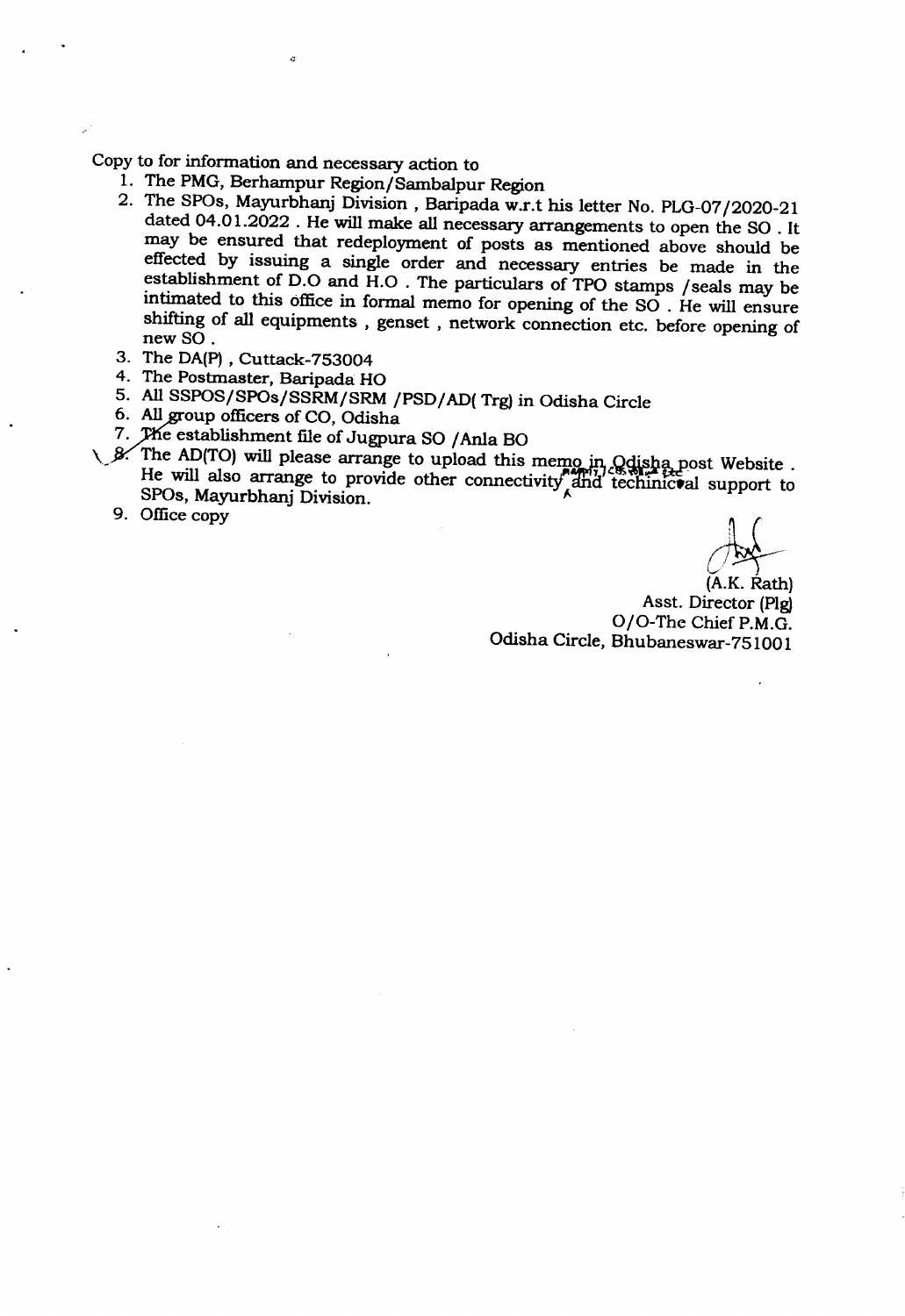Copy to for information and necessary action to

1. The PMG, Berhampur Region/Sambalpur Region
2. The SPOs, Mayurbhanj Division , Baripada w.r.t his letter No. PLG-07/2020-21 dated 04.01.2022 . He will make all necessary arrangements to open the SO . It may be ensured that redeployment of posts as mentioned above should be effected by issuing a single order and necessary entries be made in the establishment of D.O and H.O . The particulars of TPO stamps /seals may be intimated to this office in formal memo for opening of the SO . He will ensure shifting of all equipments , genset , network connection etc. before opening of new SO .
3. The DA(P) , Cuttack-753004
4. The Postmaster, Baripada HO
5. All SSPOS/SPOs/SSRM/SRM /PSD/AD( Trg) in Odisha Circle
6. All group officers of CO, Odisha
7. The establishment file of Jugpura SO /Anla BO
8. The AD(TO) will please arrange to upload this memo in Odisha post Website . He will also arrange to provide other connectivity and techinical support to SPOs, Mayurbhanj Division.
9. Office copy

(A.K. Rath)
Asst. Director (Plg)
O/O-The Chief P.M.G.
Odisha Circle, Bhubaneswar-751001